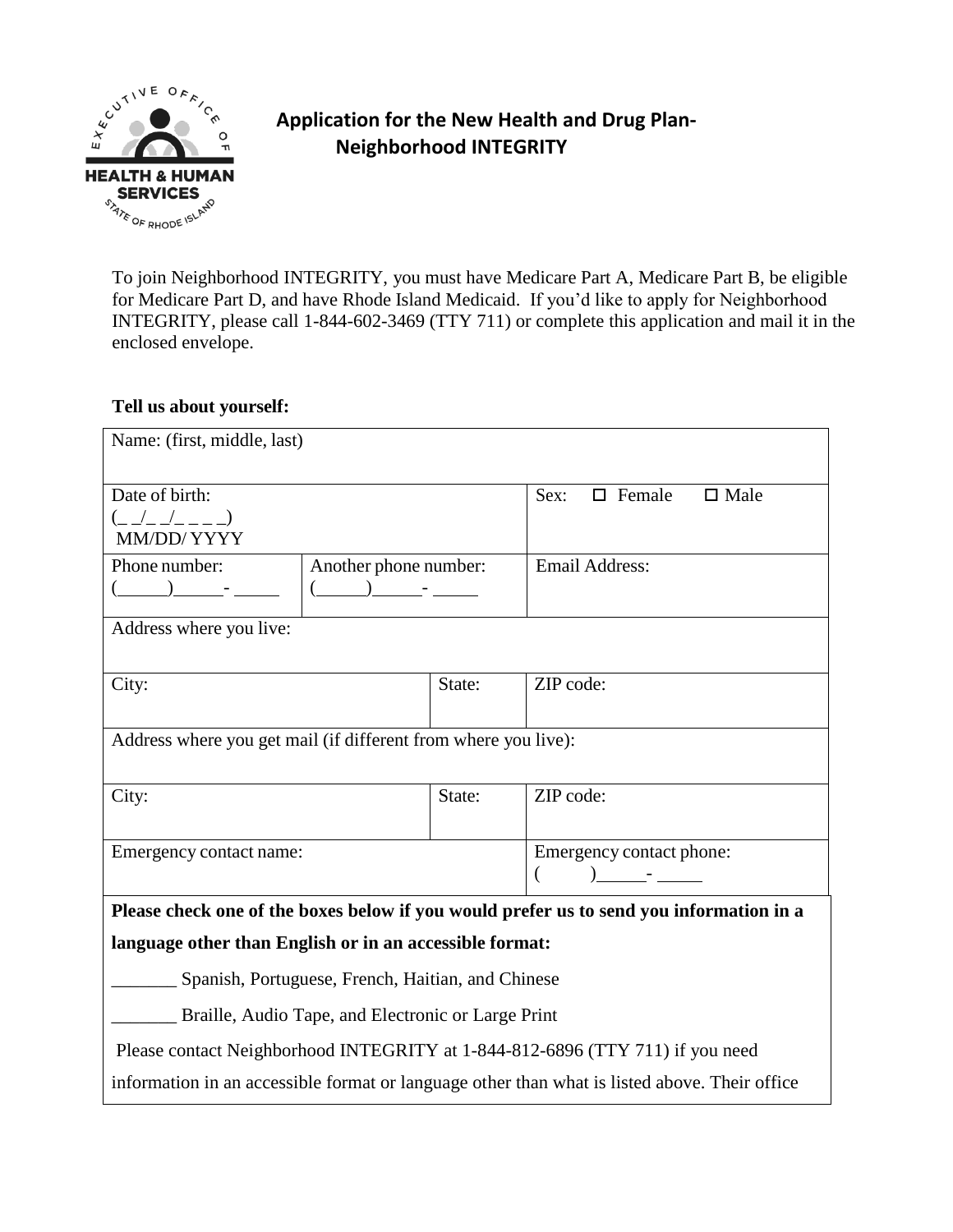# Application for the New Health and Drug Plan- Neighborhood INTEGRITY

To join Neighborhood INTEGRITY, you must have Medicare Part A, Medicare Part B, be eligible for Medicare Part D, and have Rhode Island Medicaid. If you'd like to apply for Neighborhood INTEGRITY, please call 1-844-602-3469 (TTY 711) or complete this application and mail it in the enclosed envelope.

**Tell us about yourself:**

| Name: (first, middle, last) | | | |
|---|---|---|---|
| Date of birth: (_ _/_ _/_ _ _ _) MM/DD/ YYYY | | | Sex: ☐ Female ☐ Male |
| Phone number: (\_\_\_\_\_\_)\_\_\_\_\_\_- \_\_\_\_\_ | Another phone number: (\_\_\_\_\_\_)\_\_\_\_\_\_- \_\_\_\_\_ | | Email Address: |
| Address where you live: | | | |
| City: | | State: | ZIP code: |
| Address where you get mail (if different from where you live): | | | |
| City: | | State: | ZIP code: |
| Emergency contact name: | | | Emergency contact phone: (        )\_\_\_\_\_\_- \_\_\_\_\_ |

**Please check one of the boxes below if you would prefer us to send you information in a language other than English or in an accessible format:**

\_\_\_\_\_\_\_ Spanish, Portuguese, French, Haitian, and Chinese

\_\_\_\_\_\_\_ Braille, Audio Tape, and Electronic or Large Print

Please contact Neighborhood INTEGRITY at 1-844-812-6896 (TTY 711) if you need information in an accessible format or language other than what is listed above. Their office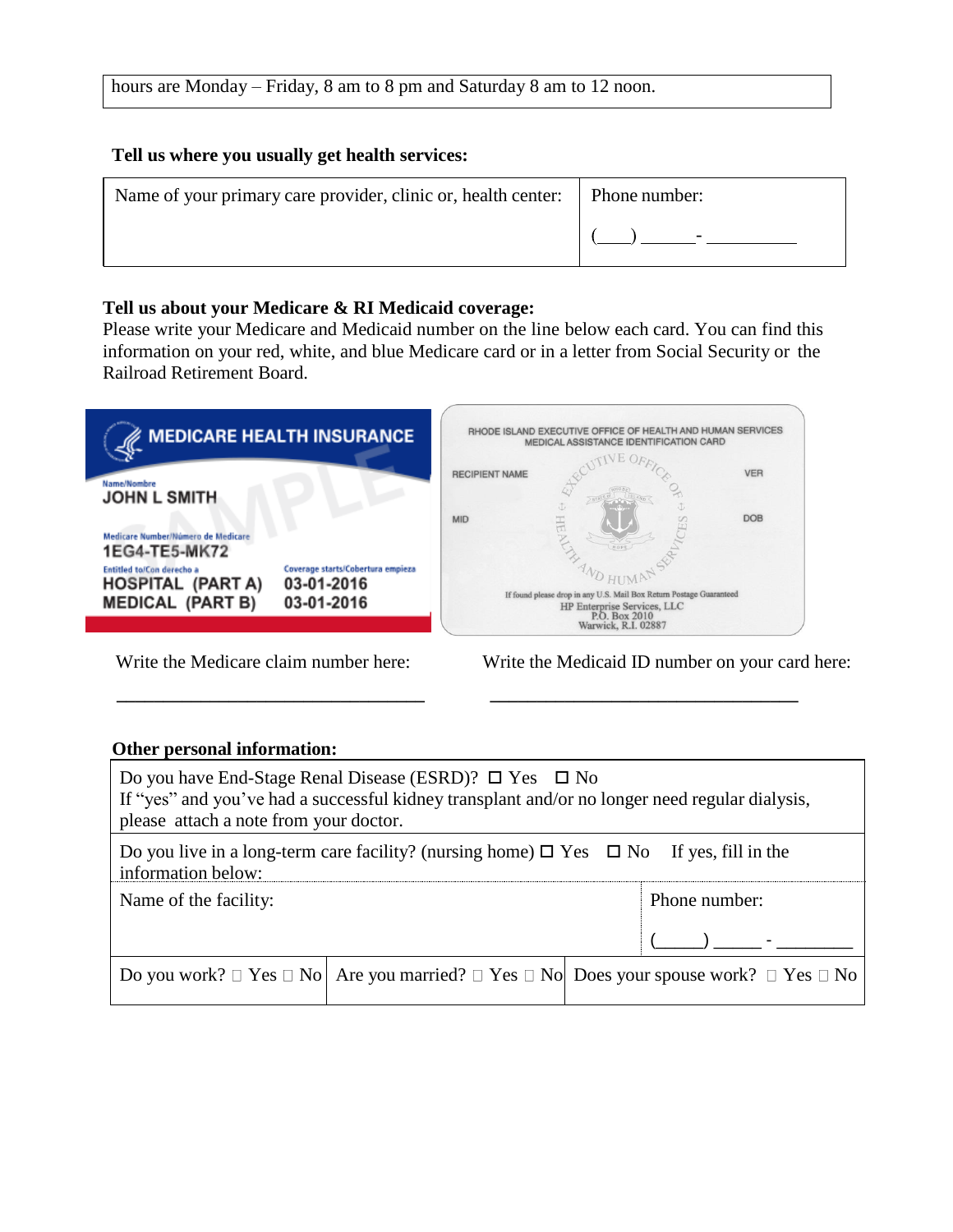| hours are Monday – Friday, 8 am to 8 pm and Saturday 8 am to 12 noon. |
|---|

**Tell us where you usually get health services:**

| Name of your primary care provider, clinic or, health center: | Phone number: (\_\_\_) \_\_\_\_\_\_- \_\_\_\_\_\_\_\_\_\_ |
|---|---|
| | |

**Tell us about your Medicare & RI Medicaid coverage:**

Please write your Medicare and Medicaid number on the line below each card. You can find this information on your red, white, and blue Medicare card or in a letter from Social Security or the Railroad Retirement Board.

MEDICARE HEALTH INSURANCE
Name/Nombre
JOHN L SMITH
Medicare Number/Número de Medicare
1EG4-TE5-MK72
Entitled to/Con derecho a — Coverage starts/Cobertura empieza
HOSPITAL (PART A) 03-01-2016
MEDICAL (PART B) 03-01-2016

RHODE ISLAND EXECUTIVE OFFICE OF HEALTH AND HUMAN SERVICES
MEDICAL ASSISTANCE IDENTIFICATION CARD
RECIPIENT NAME — VER
MID — DOB
If found please drop in any U.S. Mail Box Return Postage Guaranteed
HP Enterprise Services, LLC
P.O. Box 2010
Warwick, R.I. 02887

Write the Medicare claim number here: \_\_\_\_\_\_\_\_\_\_\_\_\_\_\_\_\_\_\_\_\_\_\_\_\_\_\_\_\_\_

Write the Medicaid ID number on your card here: \_\_\_\_\_\_\_\_\_\_\_\_\_\_\_\_\_\_\_\_\_\_\_\_\_\_\_\_\_\_

**Other personal information:**

| Do you have End-Stage Renal Disease (ESRD)? ☐ Yes ☐ No<br>If "yes" and you've had a successful kidney transplant and/or no longer need regular dialysis, please attach a note from your doctor. | | |
|---|---|---|
| Do you live in a long-term care facility? (nursing home) ☐ Yes ☐ No If yes, fill in the information below: | | |
| Name of the facility: | | Phone number: (\_\_\_\_\_) \_\_\_\_\_ - \_\_\_\_\_\_\_\_ |
| Do you work? ☐ Yes ☐ No | Are you married? ☐ Yes ☐ No | Does your spouse work? ☐ Yes ☐ No |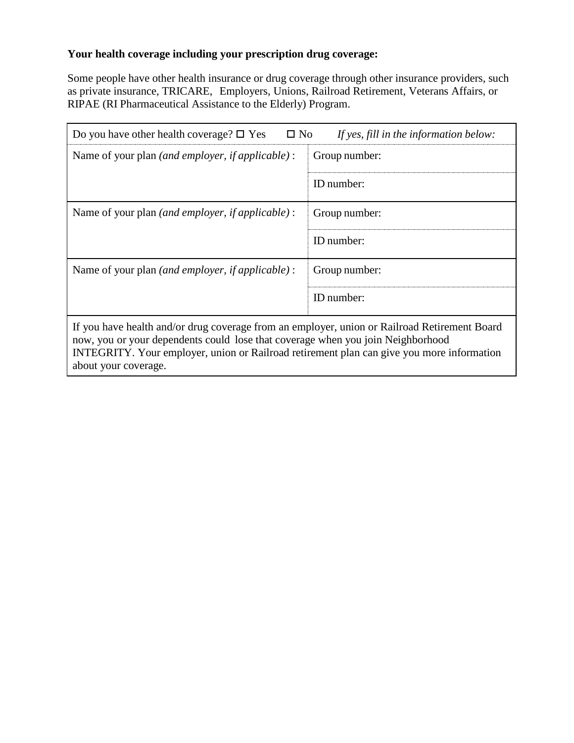**Your health coverage including your prescription drug coverage:**

Some people have other health insurance or drug coverage through other insurance providers, such as private insurance, TRICARE, Employers, Unions, Railroad Retirement, Veterans Affairs, or RIPAE (RI Pharmaceutical Assistance to the Elderly) Program.

| Do you have other health coverage? ☐ Yes ☐ No *If yes, fill in the information below:* | |
|---|---|
| Name of your plan *(and employer, if applicable)* : | Group number: |
| | ID number: |
| Name of your plan *(and employer, if applicable)* : | Group number: |
| | ID number: |
| Name of your plan *(and employer, if applicable)* : | Group number: |
| | ID number: |
| If you have health and/or drug coverage from an employer, union or Railroad Retirement Board now, you or your dependents could lose that coverage when you join Neighborhood INTEGRITY. Your employer, union or Railroad retirement plan can give you more information about your coverage. | |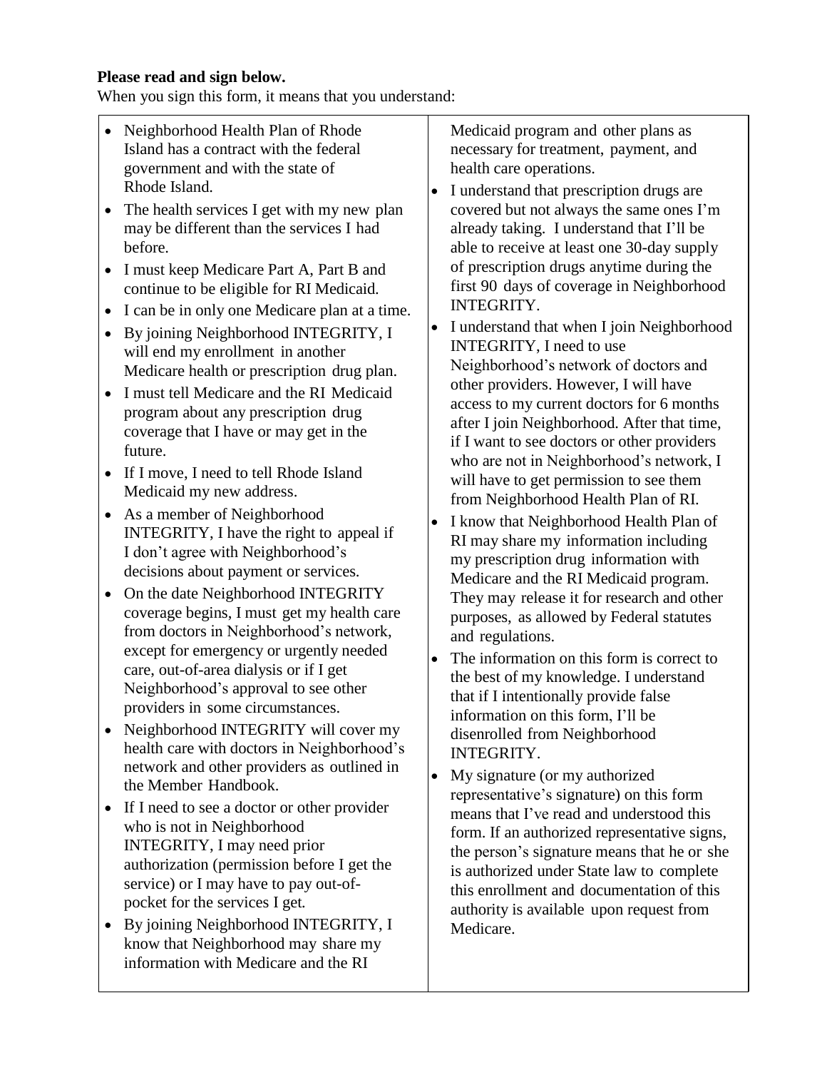**Please read and sign below.**

When you sign this form, it means that you understand:

- Neighborhood Health Plan of Rhode Island has a contract with the federal government and with the state of Rhode Island.
- The health services I get with my new plan may be different than the services I had before.
- I must keep Medicare Part A, Part B and continue to be eligible for RI Medicaid.
- I can be in only one Medicare plan at a time.
- By joining Neighborhood INTEGRITY, I will end my enrollment in another Medicare health or prescription drug plan.
- I must tell Medicare and the RI Medicaid program about any prescription drug coverage that I have or may get in the future.
- If I move, I need to tell Rhode Island Medicaid my new address.
- As a member of Neighborhood INTEGRITY, I have the right to appeal if I don't agree with Neighborhood's decisions about payment or services.
- On the date Neighborhood INTEGRITY coverage begins, I must get my health care from doctors in Neighborhood's network, except for emergency or urgently needed care, out-of-area dialysis or if I get Neighborhood's approval to see other providers in some circumstances.
- Neighborhood INTEGRITY will cover my health care with doctors in Neighborhood's network and other providers as outlined in the Member Handbook.
- If I need to see a doctor or other provider who is not in Neighborhood INTEGRITY, I may need prior authorization (permission before I get the service) or I may have to pay out-of-pocket for the services I get.
- By joining Neighborhood INTEGRITY, I know that Neighborhood may share my information with Medicare and the RI Medicaid program and other plans as necessary for treatment, payment, and health care operations.
- I understand that prescription drugs are covered but not always the same ones I'm already taking. I understand that I'll be able to receive at least one 30-day supply of prescription drugs anytime during the first 90 days of coverage in Neighborhood INTEGRITY.
- I understand that when I join Neighborhood INTEGRITY, I need to use Neighborhood's network of doctors and other providers. However, I will have access to my current doctors for 6 months after I join Neighborhood. After that time, if I want to see doctors or other providers who are not in Neighborhood's network, I will have to get permission to see them from Neighborhood Health Plan of RI.
- I know that Neighborhood Health Plan of RI may share my information including my prescription drug information with Medicare and the RI Medicaid program. They may release it for research and other purposes, as allowed by Federal statutes and regulations.
- The information on this form is correct to the best of my knowledge. I understand that if I intentionally provide false information on this form, I'll be disenrolled from Neighborhood INTEGRITY.
- My signature (or my authorized representative's signature) on this form means that I've read and understood this form. If an authorized representative signs, the person's signature means that he or she is authorized under State law to complete this enrollment and documentation of this authority is available upon request from Medicare.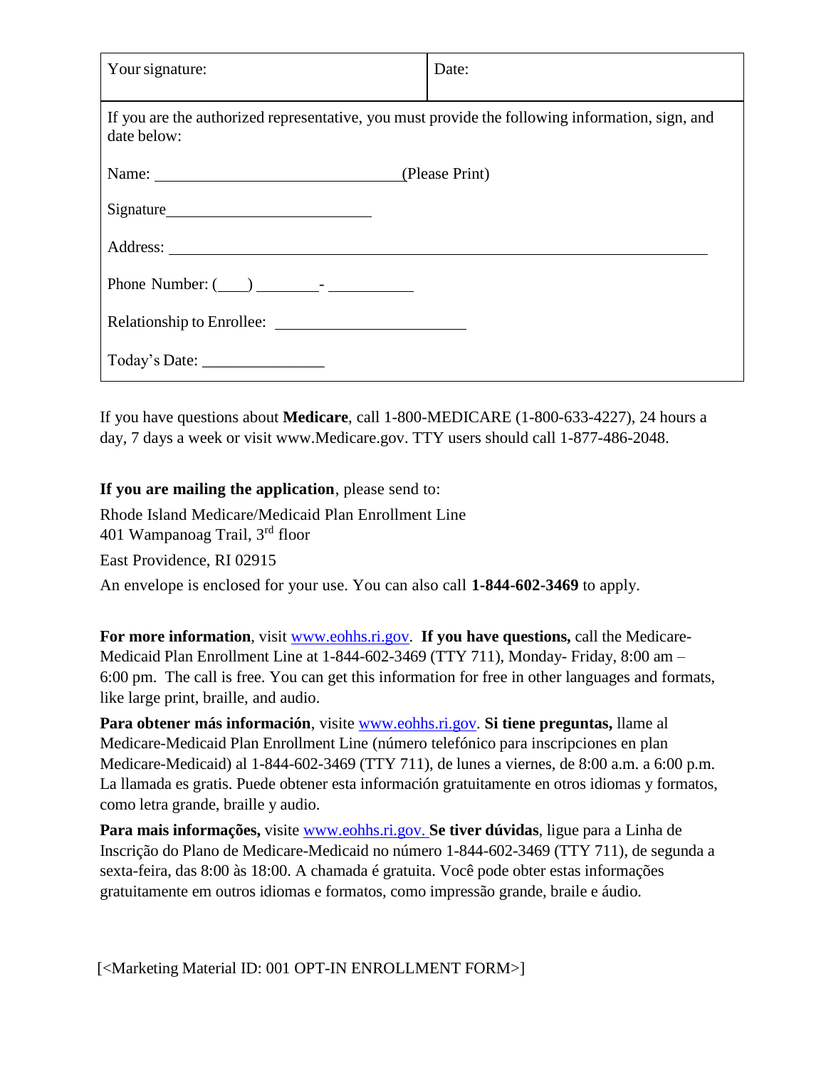| Your signature: | Date: |
|---|---|
| If you are the authorized representative, you must provide the following information, sign, and date below:<br><br>Name: ______________________________(Please Print)<br><br>Signature__________________________<br><br>Address: ______________________________________________________________<br><br>Phone Number: (___) ________- __________<br><br>Relationship to Enrollee: _______________________<br><br>Today's Date: ______________ | |

If you have questions about **Medicare**, call 1-800-MEDICARE (1-800-633-4227), 24 hours a day, 7 days a week or visit www.Medicare.gov. TTY users should call 1-877-486-2048.

**If you are mailing the application**, please send to:

Rhode Island Medicare/Medicaid Plan Enrollment Line
401 Wampanoag Trail, 3rd floor

East Providence, RI 02915

An envelope is enclosed for your use. You can also call **1-844-602-3469** to apply.

**For more information**, visit www.eohhs.ri.gov. **If you have questions,** call the Medicare-Medicaid Plan Enrollment Line at 1-844-602-3469 (TTY 711), Monday- Friday, 8:00 am – 6:00 pm. The call is free. You can get this information for free in other languages and formats, like large print, braille, and audio.

**Para obtener más información**, visite www.eohhs.ri.gov. **Si tiene preguntas,** llame al Medicare-Medicaid Plan Enrollment Line (número telefónico para inscripciones en plan Medicare-Medicaid) al 1-844-602-3469 (TTY 711), de lunes a viernes, de 8:00 a.m. a 6:00 p.m. La llamada es gratis. Puede obtener esta información gratuitamente en otros idiomas y formatos, como letra grande, braille y audio.

**Para mais informações,** visite www.eohhs.ri.gov. **Se tiver dúvidas**, ligue para a Linha de Inscrição do Plano de Medicare-Medicaid no número 1-844-602-3469 (TTY 711), de segunda a sexta-feira, das 8:00 às 18:00. A chamada é gratuita. Você pode obter estas informações gratuitamente em outros idiomas e formatos, como impressão grande, braile e áudio.

[<Marketing Material ID: 001 OPT-IN ENROLLMENT FORM>]